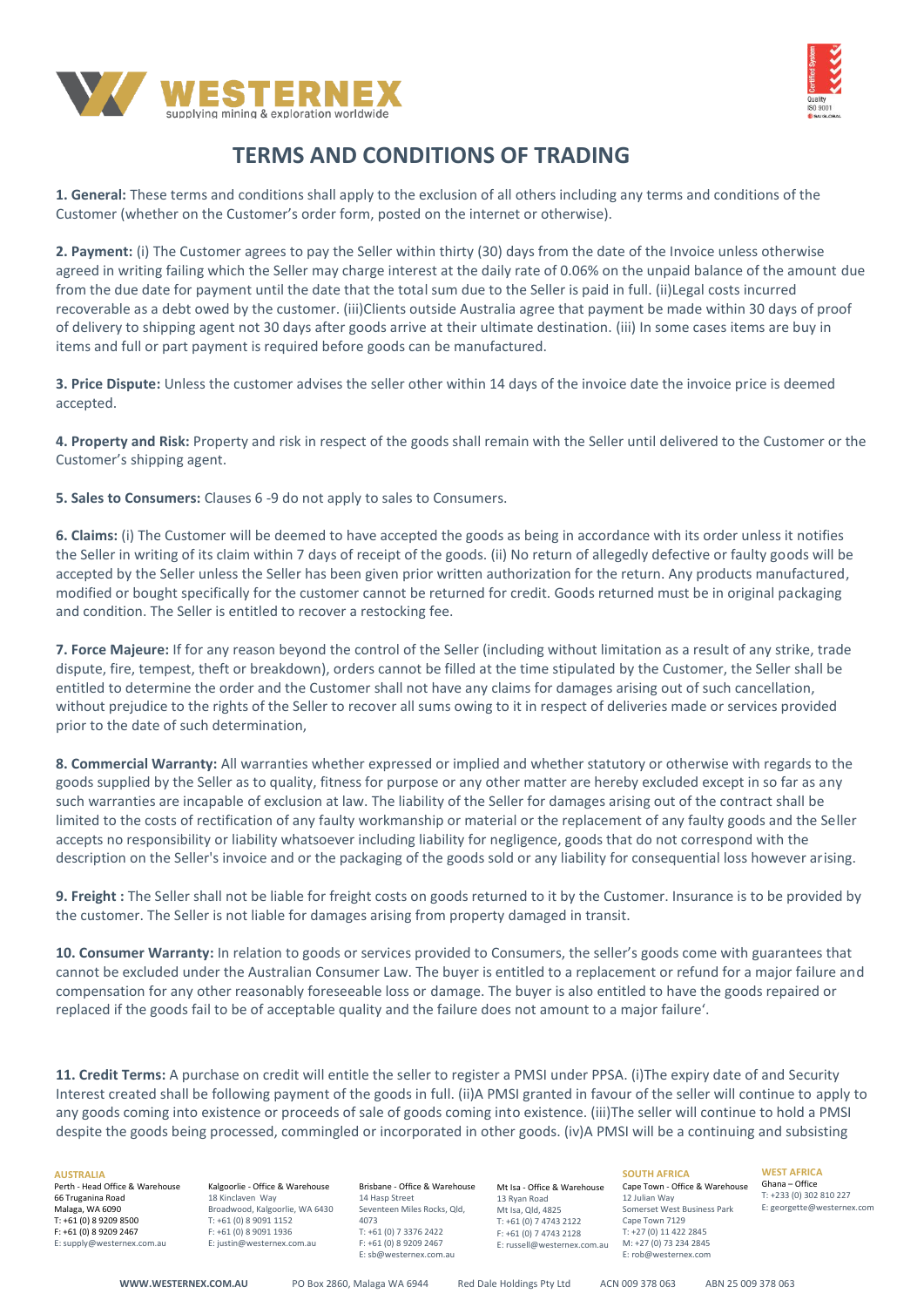WESTERNEX

supplying mining & exploration worldwide

# TERMS AND CONDITIONS OF TRADING

**1. General:** These terms and conditions shall apply to the exclusion of all others including any terms and conditions of the Customer (whether on the Customer's order form, posted on the internet or otherwise).

**2. Payment:** (i) The Customer agrees to pay the Seller within thirty (30) days from the date of the Invoice unless otherwise agreed in writing failing which the Seller may charge interest at the daily rate of 0.06% on the unpaid balance of the amount due from the due date for payment until the date that the total sum due to the Seller is paid in full. (ii)Legal costs incurred recoverable as a debt owed by the customer. (iii)Clients outside Australia agree that payment be made within 30 days of proof of delivery to shipping agent not 30 days after goods arrive at their ultimate destination. (iii) In some cases items are buy in items and full or part payment is required before goods can be manufactured.

**3. Price Dispute:** Unless the customer advises the seller other within 14 days of the invoice date the invoice price is deemed accepted.

**4. Property and Risk:** Property and risk in respect of the goods shall remain with the Seller until delivered to the Customer or the Customer's shipping agent.

**5. Sales to Consumers:** Clauses 6 -9 do not apply to sales to Consumers.

**6. Claims:** (i) The Customer will be deemed to have accepted the goods as being in accordance with its order unless it notifies the Seller in writing of its claim within 7 days of receipt of the goods. (ii) No return of allegedly defective or faulty goods will be accepted by the Seller unless the Seller has been given prior written authorization for the return. Any products manufactured, modified or bought specifically for the customer cannot be returned for credit. Goods returned must be in original packaging and condition. The Seller is entitled to recover a restocking fee.

**7. Force Majeure:** If for any reason beyond the control of the Seller (including without limitation as a result of any strike, trade dispute, fire, tempest, theft or breakdown), orders cannot be filled at the time stipulated by the Customer, the Seller shall be entitled to determine the order and the Customer shall not have any claims for damages arising out of such cancellation, without prejudice to the rights of the Seller to recover all sums owing to it in respect of deliveries made or services provided prior to the date of such determination,

**8. Commercial Warranty:** All warranties whether expressed or implied and whether statutory or otherwise with regards to the goods supplied by the Seller as to quality, fitness for purpose or any other matter are hereby excluded except in so far as any such warranties are incapable of exclusion at law. The liability of the Seller for damages arising out of the contract shall be limited to the costs of rectification of any faulty workmanship or material or the replacement of any faulty goods and the Seller accepts no responsibility or liability whatsoever including liability for negligence, goods that do not correspond with the description on the Seller's invoice and or the packaging of the goods sold or any liability for consequential loss however arising.

**9. Freight :** The Seller shall not be liable for freight costs on goods returned to it by the Customer. Insurance is to be provided by the customer. The Seller is not liable for damages arising from property damaged in transit.

**10. Consumer Warranty:** In relation to goods or services provided to Consumers, the seller's goods come with guarantees that cannot be excluded under the Australian Consumer Law. The buyer is entitled to a replacement or refund for a major failure and compensation for any other reasonably foreseeable loss or damage. The buyer is also entitled to have the goods repaired or replaced if the goods fail to be of acceptable quality and the failure does not amount to a major failure'.

**11. Credit Terms:** A purchase on credit will entitle the seller to register a PMSI under PPSA. (i)The expiry date of and Security Interest created shall be following payment of the goods in full. (ii)A PMSI granted in favour of the seller will continue to apply to any goods coming into existence or proceeds of sale of goods coming into existence. (iii)The seller will continue to hold a PMSI despite the goods being processed, commingled or incorporated in other goods. (iv)A PMSI will be a continuing and subsisting

**AUSTRALIA**

Perth - Head Office & Warehouse
66 Truganina Road
Malaga, WA 6090
T: +61 (0) 8 9209 8500
F: +61 (0) 8 9209 2467
E: supply@westernex.com.au

Kalgoorlie - Office & Warehouse
18 Kinclaven Way
Broadwood, Kalgoorlie, WA 6430
T: +61 (0) 8 9091 1152
F: +61 (0) 8 9091 1936
E: justin@westernex.com.au

Brisbane - Office & Warehouse
14 Hasp Street
Seventeen Miles Rocks, Qld, 4073
T: +61 (0) 7 3376 2422
F: +61 (0) 8 9209 2467
E: sb@westernex.com.au

Mt Isa - Office & Warehouse
13 Ryan Road
Mt Isa, Qld, 4825
T: +61 (0) 7 4743 2122
F: +61 (0) 7 4743 2128
E: russell@westernex.com.au

**SOUTH AFRICA**

Cape Town - Office & Warehouse
12 Julian Way
Somerset West Business Park
Cape Town 7129
T: +27 (0) 11 422 2845
M: +27 (0) 73 234 2845
E: rob@westernex.com

**WEST AFRICA**

Ghana – Office
T: +233 (0) 302 810 227
E: georgette@westernex.com

WWW.WESTERNEX.COM.AU | PO Box 2860, Malaga WA 6944 | Red Dale Holdings Pty Ltd | ACN 009 378 063 | ABN 25 009 378 063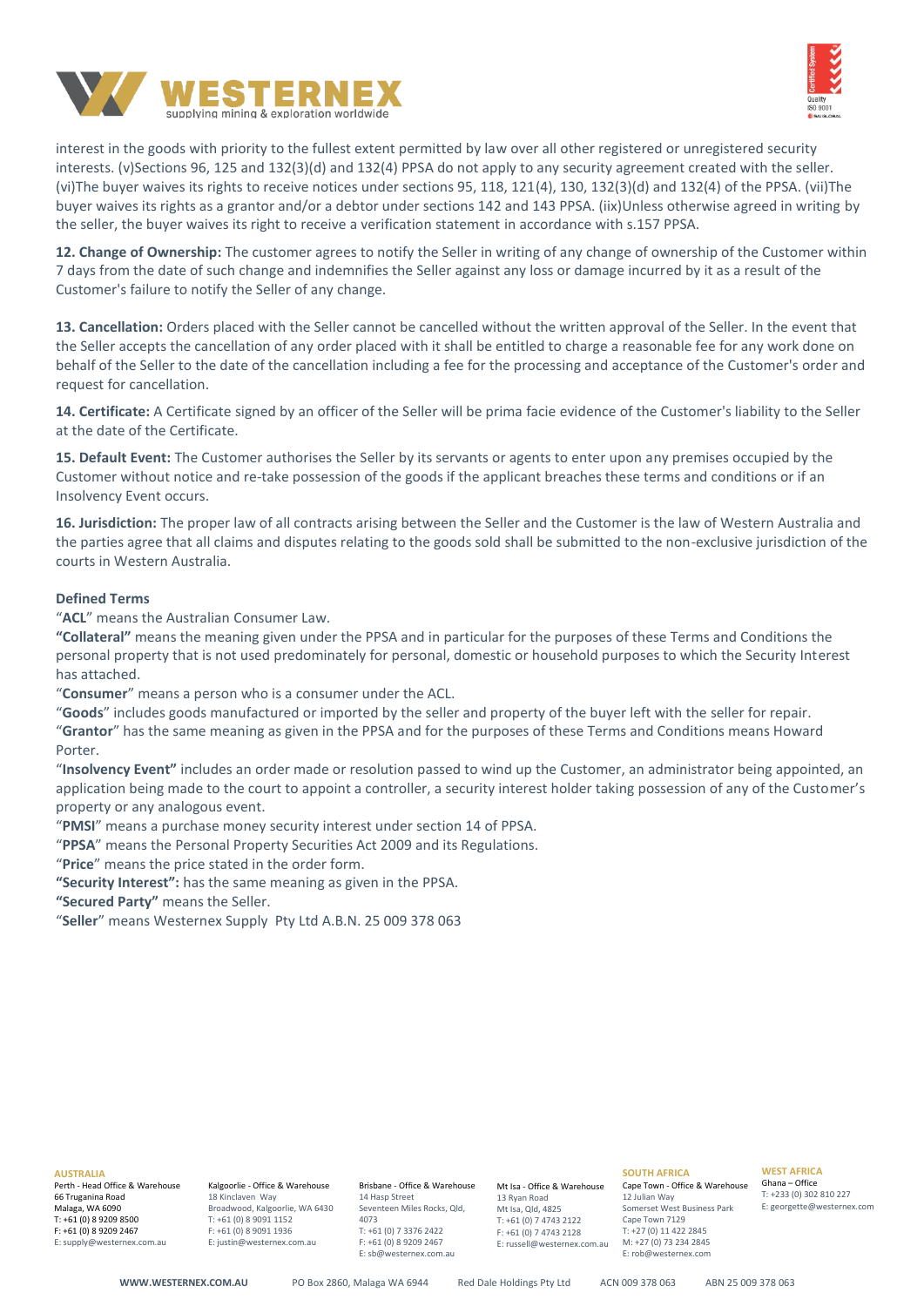interest in the goods with priority to the fullest extent permitted by law over all other registered or unregistered security interests. (v)Sections 96, 125 and 132(3)(d) and 132(4) PPSA do not apply to any security agreement created with the seller. (vi)The buyer waives its rights to receive notices under sections 95, 118, 121(4), 130, 132(3)(d) and 132(4) of the PPSA. (vii)The buyer waives its rights as a grantor and/or a debtor under sections 142 and 143 PPSA. (iix)Unless otherwise agreed in writing by the seller, the buyer waives its right to receive a verification statement in accordance with s.157 PPSA.

**12. Change of Ownership:** The customer agrees to notify the Seller in writing of any change of ownership of the Customer within 7 days from the date of such change and indemnifies the Seller against any loss or damage incurred by it as a result of the Customer's failure to notify the Seller of any change.

**13. Cancellation:** Orders placed with the Seller cannot be cancelled without the written approval of the Seller. In the event that the Seller accepts the cancellation of any order placed with it shall be entitled to charge a reasonable fee for any work done on behalf of the Seller to the date of the cancellation including a fee for the processing and acceptance of the Customer's order and request for cancellation.

**14. Certificate:** A Certificate signed by an officer of the Seller will be prima facie evidence of the Customer's liability to the Seller at the date of the Certificate.

**15. Default Event:** The Customer authorises the Seller by its servants or agents to enter upon any premises occupied by the Customer without notice and re-take possession of the goods if the applicant breaches these terms and conditions or if an Insolvency Event occurs.

**16. Jurisdiction:** The proper law of all contracts arising between the Seller and the Customer is the law of Western Australia and the parties agree that all claims and disputes relating to the goods sold shall be submitted to the non-exclusive jurisdiction of the courts in Western Australia.

**Defined Terms**

"**ACL**" means the Australian Consumer Law.

**"Collateral"** means the meaning given under the PPSA and in particular for the purposes of these Terms and Conditions the personal property that is not used predominately for personal, domestic or household purposes to which the Security Interest has attached.

"**Consumer**" means a person who is a consumer under the ACL.

"**Goods**" includes goods manufactured or imported by the seller and property of the buyer left with the seller for repair.

"**Grantor**" has the same meaning as given in the PPSA and for the purposes of these Terms and Conditions means Howard Porter.

"**Insolvency Event"** includes an order made or resolution passed to wind up the Customer, an administrator being appointed, an application being made to the court to appoint a controller, a security interest holder taking possession of any of the Customer's property or any analogous event.

"**PMSI**" means a purchase money security interest under section 14 of PPSA.

"**PPSA**" means the Personal Property Securities Act 2009 and its Regulations.

"**Price**" means the price stated in the order form.

**"Security Interest":** has the same meaning as given in the PPSA.

**"Secured Party"** means the Seller.

"**Seller**" means Westernex Supply Pty Ltd A.B.N. 25 009 378 063